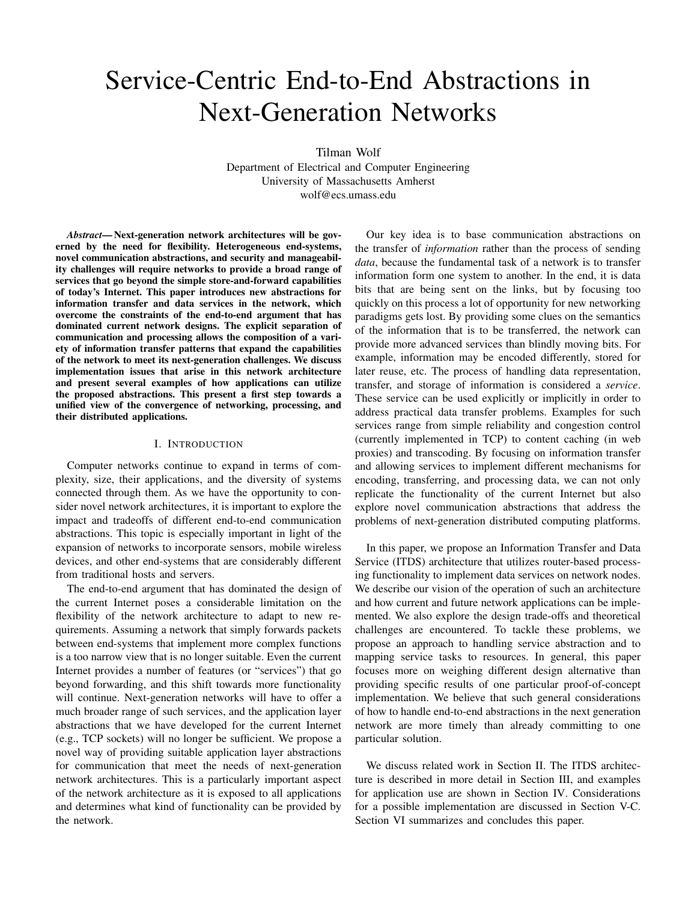# Service-Centric End-to-End Abstractions in Next-Generation Networks

Tilman Wolf
Department of Electrical and Computer Engineering
University of Massachusetts Amherst
wolf@ecs.umass.edu

***Abstract*— Next-generation network architectures will be governed by the need for flexibility. Heterogeneous end-systems, novel communication abstractions, and security and manageability challenges will require networks to provide a broad range of services that go beyond the simple store-and-forward capabilities of today's Internet. This paper introduces new abstractions for information transfer and data services in the network, which overcome the constraints of the end-to-end argument that has dominated current network designs. The explicit separation of communication and processing allows the composition of a variety of information transfer patterns that expand the capabilities of the network to meet its next-generation challenges. We discuss implementation issues that arise in this network architecture and present several examples of how applications can utilize the proposed abstractions. This present a first step towards a unified view of the convergence of networking, processing, and their distributed applications.**

## I. Introduction

Computer networks continue to expand in terms of complexity, size, their applications, and the diversity of systems connected through them. As we have the opportunity to consider novel network architectures, it is important to explore the impact and tradeoffs of different end-to-end communication abstractions. This topic is especially important in light of the expansion of networks to incorporate sensors, mobile wireless devices, and other end-systems that are considerably different from traditional hosts and servers.

The end-to-end argument that has dominated the design of the current Internet poses a considerable limitation on the flexibility of the network architecture to adapt to new requirements. Assuming a network that simply forwards packets between end-systems that implement more complex functions is a too narrow view that is no longer suitable. Even the current Internet provides a number of features (or "services") that go beyond forwarding, and this shift towards more functionality will continue. Next-generation networks will have to offer a much broader range of such services, and the application layer abstractions that we have developed for the current Internet (e.g., TCP sockets) will no longer be sufficient. We propose a novel way of providing suitable application layer abstractions for communication that meet the needs of next-generation network architectures. This is a particularly important aspect of the network architecture as it is exposed to all applications and determines what kind of functionality can be provided by the network.

Our key idea is to base communication abstractions on the transfer of *information* rather than the process of sending *data*, because the fundamental task of a network is to transfer information form one system to another. In the end, it is data bits that are being sent on the links, but by focusing too quickly on this process a lot of opportunity for new networking paradigms gets lost. By providing some clues on the semantics of the information that is to be transferred, the network can provide more advanced services than blindly moving bits. For example, information may be encoded differently, stored for later reuse, etc. The process of handling data representation, transfer, and storage of information is considered a *service*. These service can be used explicitly or implicitly in order to address practical data transfer problems. Examples for such services range from simple reliability and congestion control (currently implemented in TCP) to content caching (in web proxies) and transcoding. By focusing on information transfer and allowing services to implement different mechanisms for encoding, transferring, and processing data, we can not only replicate the functionality of the current Internet but also explore novel communication abstractions that address the problems of next-generation distributed computing platforms.

In this paper, we propose an Information Transfer and Data Service (ITDS) architecture that utilizes router-based processing functionality to implement data services on network nodes. We describe our vision of the operation of such an architecture and how current and future network applications can be implemented. We also explore the design trade-offs and theoretical challenges are encountered. To tackle these problems, we propose an approach to handling service abstraction and to mapping service tasks to resources. In general, this paper focuses more on weighing different design alternative than providing specific results of one particular proof-of-concept implementation. We believe that such general considerations of how to handle end-to-end abstractions in the next generation network are more timely than already committing to one particular solution.

We discuss related work in Section II. The ITDS architecture is described in more detail in Section III, and examples for application use are shown in Section IV. Considerations for a possible implementation are discussed in Section V-C. Section VI summarizes and concludes this paper.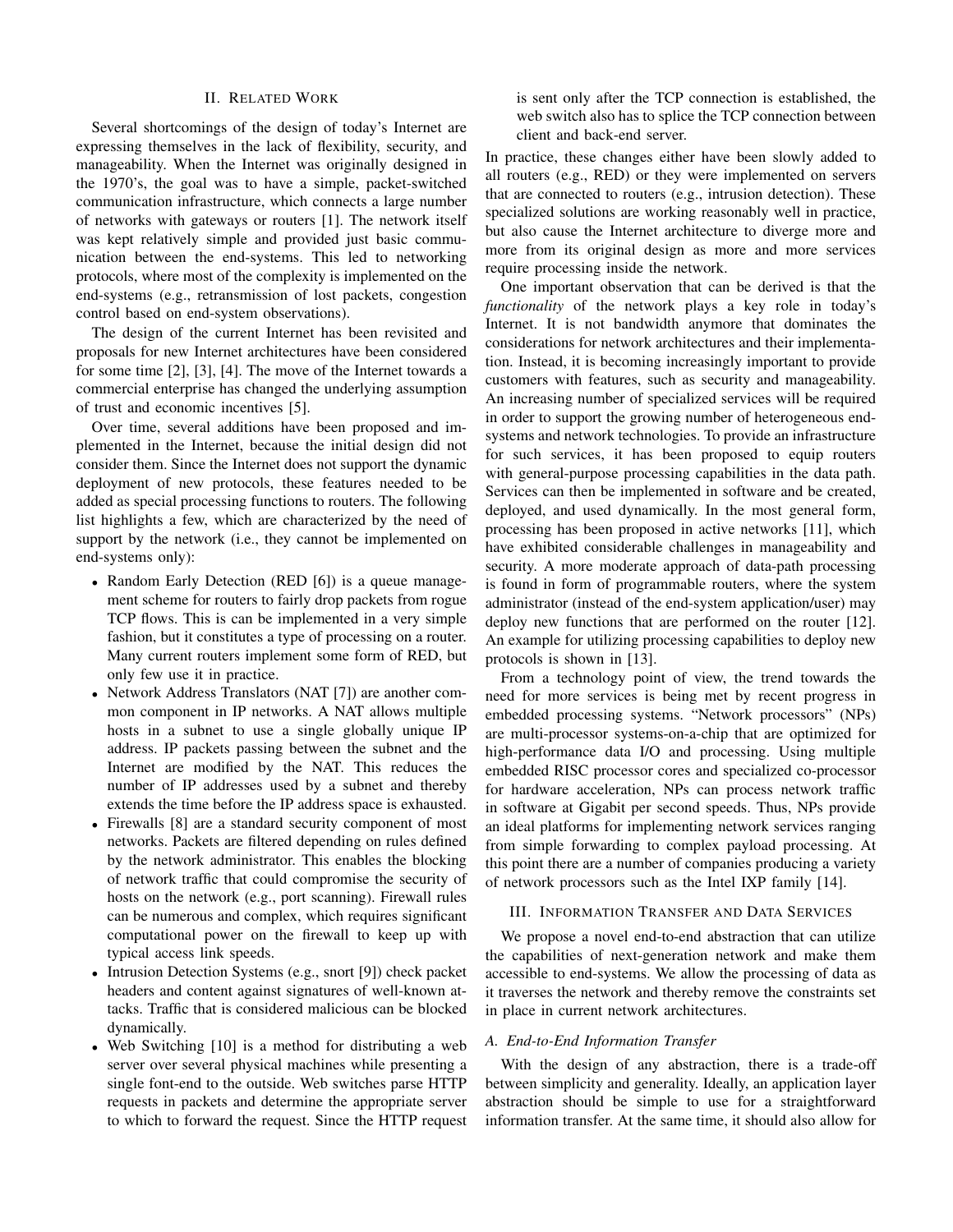## II. Related Work

Several shortcomings of the design of today's Internet are expressing themselves in the lack of flexibility, security, and manageability. When the Internet was originally designed in the 1970's, the goal was to have a simple, packet-switched communication infrastructure, which connects a large number of networks with gateways or routers [1]. The network itself was kept relatively simple and provided just basic communication between the end-systems. This led to networking protocols, where most of the complexity is implemented on the end-systems (e.g., retransmission of lost packets, congestion control based on end-system observations).

The design of the current Internet has been revisited and proposals for new Internet architectures have been considered for some time [2], [3], [4]. The move of the Internet towards a commercial enterprise has changed the underlying assumption of trust and economic incentives [5].

Over time, several additions have been proposed and implemented in the Internet, because the initial design did not consider them. Since the Internet does not support the dynamic deployment of new protocols, these features needed to be added as special processing functions to routers. The following list highlights a few, which are characterized by the need of support by the network (i.e., they cannot be implemented on end-systems only):

- Random Early Detection (RED [6]) is a queue management scheme for routers to fairly drop packets from rogue TCP flows. This is can be implemented in a very simple fashion, but it constitutes a type of processing on a router. Many current routers implement some form of RED, but only few use it in practice.
- Network Address Translators (NAT [7]) are another common component in IP networks. A NAT allows multiple hosts in a subnet to use a single globally unique IP address. IP packets passing between the subnet and the Internet are modified by the NAT. This reduces the number of IP addresses used by a subnet and thereby extends the time before the IP address space is exhausted.
- Firewalls [8] are a standard security component of most networks. Packets are filtered depending on rules defined by the network administrator. This enables the blocking of network traffic that could compromise the security of hosts on the network (e.g., port scanning). Firewall rules can be numerous and complex, which requires significant computational power on the firewall to keep up with typical access link speeds.
- Intrusion Detection Systems (e.g., snort [9]) check packet headers and content against signatures of well-known attacks. Traffic that is considered malicious can be blocked dynamically.
- Web Switching [10] is a method for distributing a web server over several physical machines while presenting a single font-end to the outside. Web switches parse HTTP requests in packets and determine the appropriate server to which to forward the request. Since the HTTP request is sent only after the TCP connection is established, the web switch also has to splice the TCP connection between client and back-end server.

In practice, these changes either have been slowly added to all routers (e.g., RED) or they were implemented on servers that are connected to routers (e.g., intrusion detection). These specialized solutions are working reasonably well in practice, but also cause the Internet architecture to diverge more and more from its original design as more and more services require processing inside the network.

One important observation that can be derived is that the *functionality* of the network plays a key role in today's Internet. It is not bandwidth anymore that dominates the considerations for network architectures and their implementation. Instead, it is becoming increasingly important to provide customers with features, such as security and manageability. An increasing number of specialized services will be required in order to support the growing number of heterogeneous end-systems and network technologies. To provide an infrastructure for such services, it has been proposed to equip routers with general-purpose processing capabilities in the data path. Services can then be implemented in software and be created, deployed, and used dynamically. In the most general form, processing has been proposed in active networks [11], which have exhibited considerable challenges in manageability and security. A more moderate approach of data-path processing is found in form of programmable routers, where the system administrator (instead of the end-system application/user) may deploy new functions that are performed on the router [12]. An example for utilizing processing capabilities to deploy new protocols is shown in [13].

From a technology point of view, the trend towards the need for more services is being met by recent progress in embedded processing systems. "Network processors" (NPs) are multi-processor systems-on-a-chip that are optimized for high-performance data I/O and processing. Using multiple embedded RISC processor cores and specialized co-processor for hardware acceleration, NPs can process network traffic in software at Gigabit per second speeds. Thus, NPs provide an ideal platforms for implementing network services ranging from simple forwarding to complex payload processing. At this point there are a number of companies producing a variety of network processors such as the Intel IXP family [14].

## III. Information Transfer and Data Services

We propose a novel end-to-end abstraction that can utilize the capabilities of next-generation network and make them accessible to end-systems. We allow the processing of data as it traverses the network and thereby remove the constraints set in place in current network architectures.

### A. End-to-End Information Transfer

With the design of any abstraction, there is a trade-off between simplicity and generality. Ideally, an application layer abstraction should be simple to use for a straightforward information transfer. At the same time, it should also allow for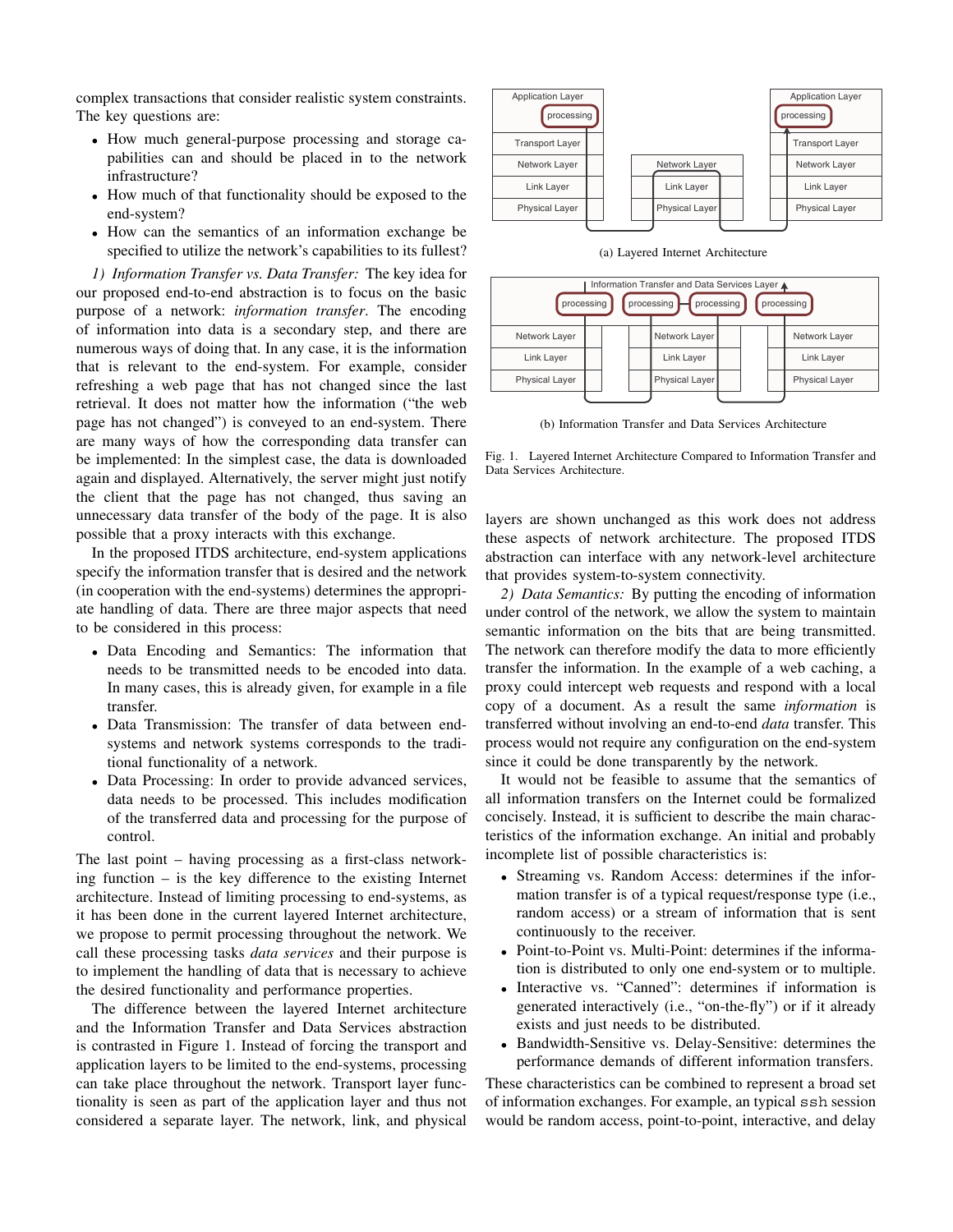complex transactions that consider realistic system constraints. The key questions are:

- How much general-purpose processing and storage capabilities can and should be placed in to the network infrastructure?
- How much of that functionality should be exposed to the end-system?
- How can the semantics of an information exchange be specified to utilize the network's capabilities to its fullest?

*1) Information Transfer vs. Data Transfer:* The key idea for our proposed end-to-end abstraction is to focus on the basic purpose of a network: *information transfer*. The encoding of information into data is a secondary step, and there are numerous ways of doing that. In any case, it is the information that is relevant to the end-system. For example, consider refreshing a web page that has not changed since the last retrieval. It does not matter how the information ("the web page has not changed") is conveyed to an end-system. There are many ways of how the corresponding data transfer can be implemented: In the simplest case, the data is downloaded again and displayed. Alternatively, the server might just notify the client that the page has not changed, thus saving an unnecessary data transfer of the body of the page. It is also possible that a proxy interacts with this exchange.

In the proposed ITDS architecture, end-system applications specify the information transfer that is desired and the network (in cooperation with the end-systems) determines the appropriate handling of data. There are three major aspects that need to be considered in this process:

- Data Encoding and Semantics: The information that needs to be transmitted needs to be encoded into data. In many cases, this is already given, for example in a file transfer.
- Data Transmission: The transfer of data between end-systems and network systems corresponds to the traditional functionality of a network.
- Data Processing: In order to provide advanced services, data needs to be processed. This includes modification of the transferred data and processing for the purpose of control.

The last point – having processing as a first-class networking function – is the key difference to the existing Internet architecture. Instead of limiting processing to end-systems, as it has been done in the current layered Internet architecture, we propose to permit processing throughout the network. We call these processing tasks *data services* and their purpose is to implement the handling of data that is necessary to achieve the desired functionality and performance properties.

The difference between the layered Internet architecture and the Information Transfer and Data Services abstraction is contrasted in Figure 1. Instead of forcing the transport and application layers to be limited to the end-systems, processing can take place throughout the network. Transport layer functionality is seen as part of the application layer and thus not considered a separate layer. The network, link, and physical

Application Layer
processing
Transport Layer
Network Layer
Link Layer
Physical Layer
Network Layer
Link Layer
Physical Layer
Application Layer
processing
Transport Layer
Network Layer
Link Layer
Physical Layer

(a) Layered Internet Architecture

Information Transfer and Data Services Layer
processing
processing
processing
processing
Network Layer
Link Layer
Physical Layer
Network Layer
Link Layer
Physical Layer
Network Layer
Link Layer
Physical Layer

(b) Information Transfer and Data Services Architecture

Fig. 1. Layered Internet Architecture Compared to Information Transfer and Data Services Architecture.

layers are shown unchanged as this work does not address these aspects of network architecture. The proposed ITDS abstraction can interface with any network-level architecture that provides system-to-system connectivity.

*2) Data Semantics:* By putting the encoding of information under control of the network, we allow the system to maintain semantic information on the bits that are being transmitted. The network can therefore modify the data to more efficiently transfer the information. In the example of a web caching, a proxy could intercept web requests and respond with a local copy of a document. As a result the same *information* is transferred without involving an end-to-end *data* transfer. This process would not require any configuration on the end-system since it could be done transparently by the network.

It would not be feasible to assume that the semantics of all information transfers on the Internet could be formalized concisely. Instead, it is sufficient to describe the main characteristics of the information exchange. An initial and probably incomplete list of possible characteristics is:

- Streaming vs. Random Access: determines if the information transfer is of a typical request/response type (i.e., random access) or a stream of information that is sent continuously to the receiver.
- Point-to-Point vs. Multi-Point: determines if the information is distributed to only one end-system or to multiple.
- Interactive vs. "Canned": determines if information is generated interactively (i.e., "on-the-fly") or if it already exists and just needs to be distributed.
- Bandwidth-Sensitive vs. Delay-Sensitive: determines the performance demands of different information transfers.

These characteristics can be combined to represent a broad set of information exchanges. For example, an typical `ssh` session would be random access, point-to-point, interactive, and delay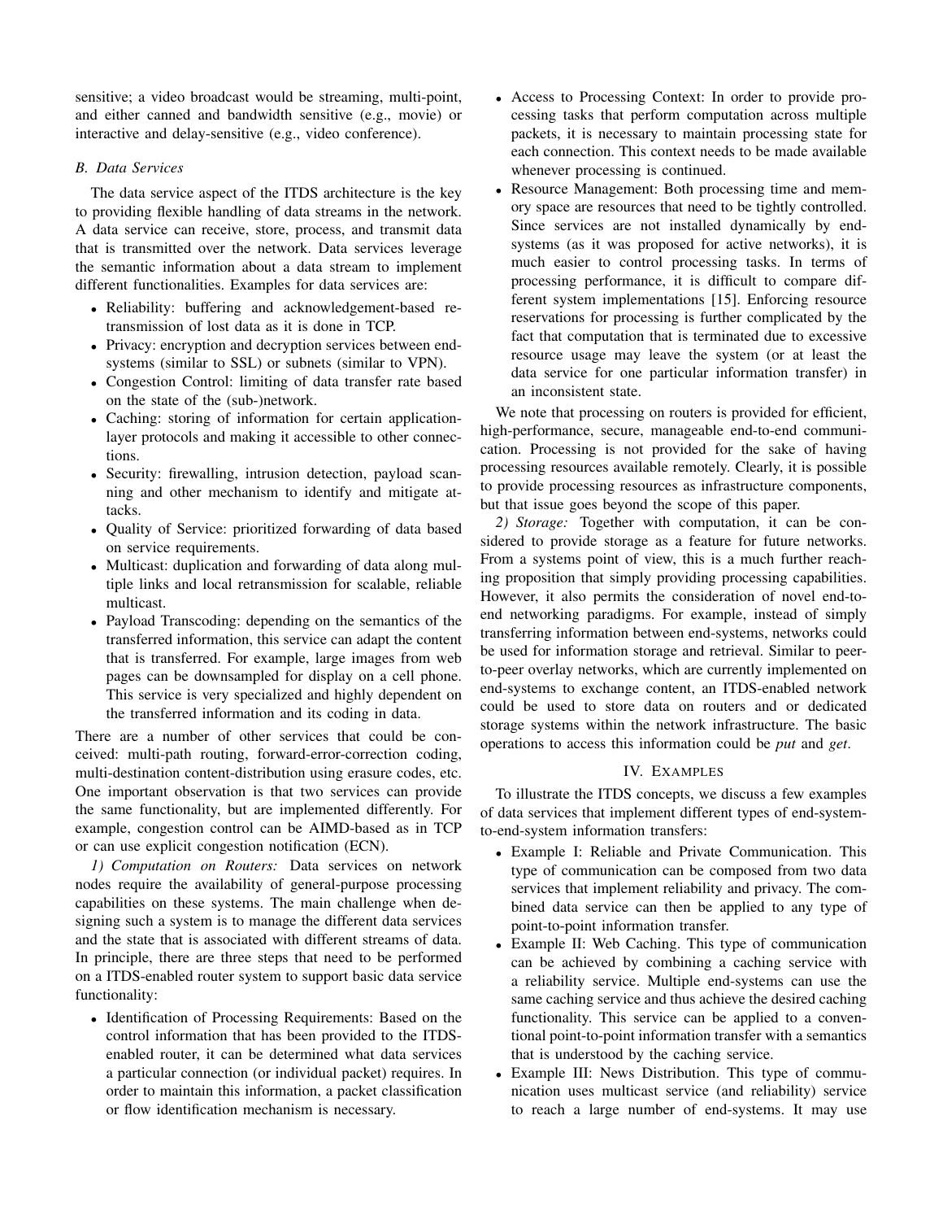sensitive; a video broadcast would be streaming, multi-point, and either canned and bandwidth sensitive (e.g., movie) or interactive and delay-sensitive (e.g., video conference).

### *B. Data Services*

The data service aspect of the ITDS architecture is the key to providing flexible handling of data streams in the network. A data service can receive, store, process, and transmit data that is transmitted over the network. Data services leverage the semantic information about a data stream to implement different functionalities. Examples for data services are:

- Reliability: buffering and acknowledgement-based retransmission of lost data as it is done in TCP.
- Privacy: encryption and decryption services between end-systems (similar to SSL) or subnets (similar to VPN).
- Congestion Control: limiting of data transfer rate based on the state of the (sub-)network.
- Caching: storing of information for certain application-layer protocols and making it accessible to other connections.
- Security: firewalling, intrusion detection, payload scanning and other mechanism to identify and mitigate attacks.
- Quality of Service: prioritized forwarding of data based on service requirements.
- Multicast: duplication and forwarding of data along multiple links and local retransmission for scalable, reliable multicast.
- Payload Transcoding: depending on the semantics of the transferred information, this service can adapt the content that is transferred. For example, large images from web pages can be downsampled for display on a cell phone. This service is very specialized and highly dependent on the transferred information and its coding in data.

There are a number of other services that could be conceived: multi-path routing, forward-error-correction coding, multi-destination content-distribution using erasure codes, etc. One important observation is that two services can provide the same functionality, but are implemented differently. For example, congestion control can be AIMD-based as in TCP or can use explicit congestion notification (ECN).

*1) Computation on Routers:* Data services on network nodes require the availability of general-purpose processing capabilities on these systems. The main challenge when designing such a system is to manage the different data services and the state that is associated with different streams of data. In principle, there are three steps that need to be performed on a ITDS-enabled router system to support basic data service functionality:

- Identification of Processing Requirements: Based on the control information that has been provided to the ITDS-enabled router, it can be determined what data services a particular connection (or individual packet) requires. In order to maintain this information, a packet classification or flow identification mechanism is necessary.
- Access to Processing Context: In order to provide processing tasks that perform computation across multiple packets, it is necessary to maintain processing state for each connection. This context needs to be made available whenever processing is continued.
- Resource Management: Both processing time and memory space are resources that need to be tightly controlled. Since services are not installed dynamically by end-systems (as it was proposed for active networks), it is much easier to control processing tasks. In terms of processing performance, it is difficult to compare different system implementations [15]. Enforcing resource reservations for processing is further complicated by the fact that computation that is terminated due to excessive resource usage may leave the system (or at least the data service for one particular information transfer) in an inconsistent state.

We note that processing on routers is provided for efficient, high-performance, secure, manageable end-to-end communication. Processing is not provided for the sake of having processing resources available remotely. Clearly, it is possible to provide processing resources as infrastructure components, but that issue goes beyond the scope of this paper.

*2) Storage:* Together with computation, it can be considered to provide storage as a feature for future networks. From a systems point of view, this is a much further reaching proposition that simply providing processing capabilities. However, it also permits the consideration of novel end-to-end networking paradigms. For example, instead of simply transferring information between end-systems, networks could be used for information storage and retrieval. Similar to peer-to-peer overlay networks, which are currently implemented on end-systems to exchange content, an ITDS-enabled network could be used to store data on routers and or dedicated storage systems within the network infrastructure. The basic operations to access this information could be *put* and *get*.

## IV. Examples

To illustrate the ITDS concepts, we discuss a few examples of data services that implement different types of end-system-to-end-system information transfers:

- Example I: Reliable and Private Communication. This type of communication can be composed from two data services that implement reliability and privacy. The combined data service can then be applied to any type of point-to-point information transfer.
- Example II: Web Caching. This type of communication can be achieved by combining a caching service with a reliability service. Multiple end-systems can use the same caching service and thus achieve the desired caching functionality. This service can be applied to a conventional point-to-point information transfer with a semantics that is understood by the caching service.
- Example III: News Distribution. This type of communication uses multicast service (and reliability) service to reach a large number of end-systems. It may use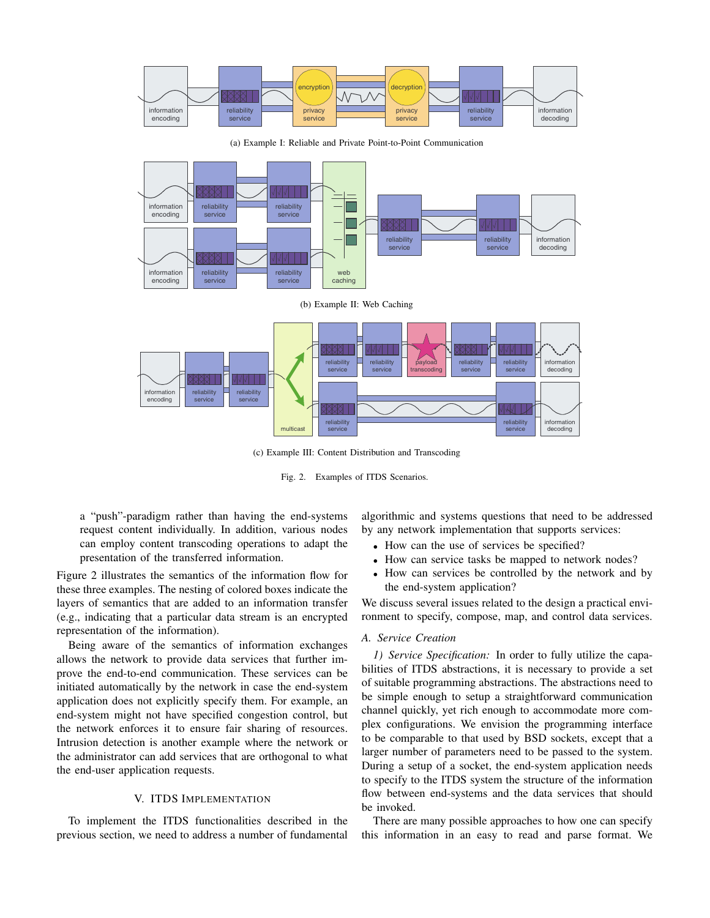(a) Example I: Reliable and Private Point-to-Point Communication

(b) Example II: Web Caching

(c) Example III: Content Distribution and Transcoding

Fig. 2. Examples of ITDS Scenarios.

a "push"-paradigm rather than having the end-systems request content individually. In addition, various nodes can employ content transcoding operations to adapt the presentation of the transferred information.

Figure 2 illustrates the semantics of the information flow for these three examples. The nesting of colored boxes indicate the layers of semantics that are added to an information transfer (e.g., indicating that a particular data stream is an encrypted representation of the information).

Being aware of the semantics of information exchanges allows the network to provide data services that further improve the end-to-end communication. These services can be initiated automatically by the network in case the end-system application does not explicitly specify them. For example, an end-system might not have specified congestion control, but the network enforces it to ensure fair sharing of resources. Intrusion detection is another example where the network or the administrator can add services that are orthogonal to what the end-user application requests.

## V. ITDS Implementation

To implement the ITDS functionalities described in the previous section, we need to address a number of fundamental algorithmic and systems questions that need to be addressed by any network implementation that supports services:

- How can the use of services be specified?
- How can service tasks be mapped to network nodes?
- How can services be controlled by the network and by the end-system application?

We discuss several issues related to the design a practical environment to specify, compose, map, and control data services.

### A. Service Creation

*1) Service Specification:* In order to fully utilize the capabilities of ITDS abstractions, it is necessary to provide a set of suitable programming abstractions. The abstractions need to be simple enough to setup a straightforward communication channel quickly, yet rich enough to accommodate more complex configurations. We envision the programming interface to be comparable to that used by BSD sockets, except that a larger number of parameters need to be passed to the system. During a setup of a socket, the end-system application needs to specify to the ITDS system the structure of the information flow between end-systems and the data services that should be invoked.

There are many possible approaches to how one can specify this information in an easy to read and parse format. We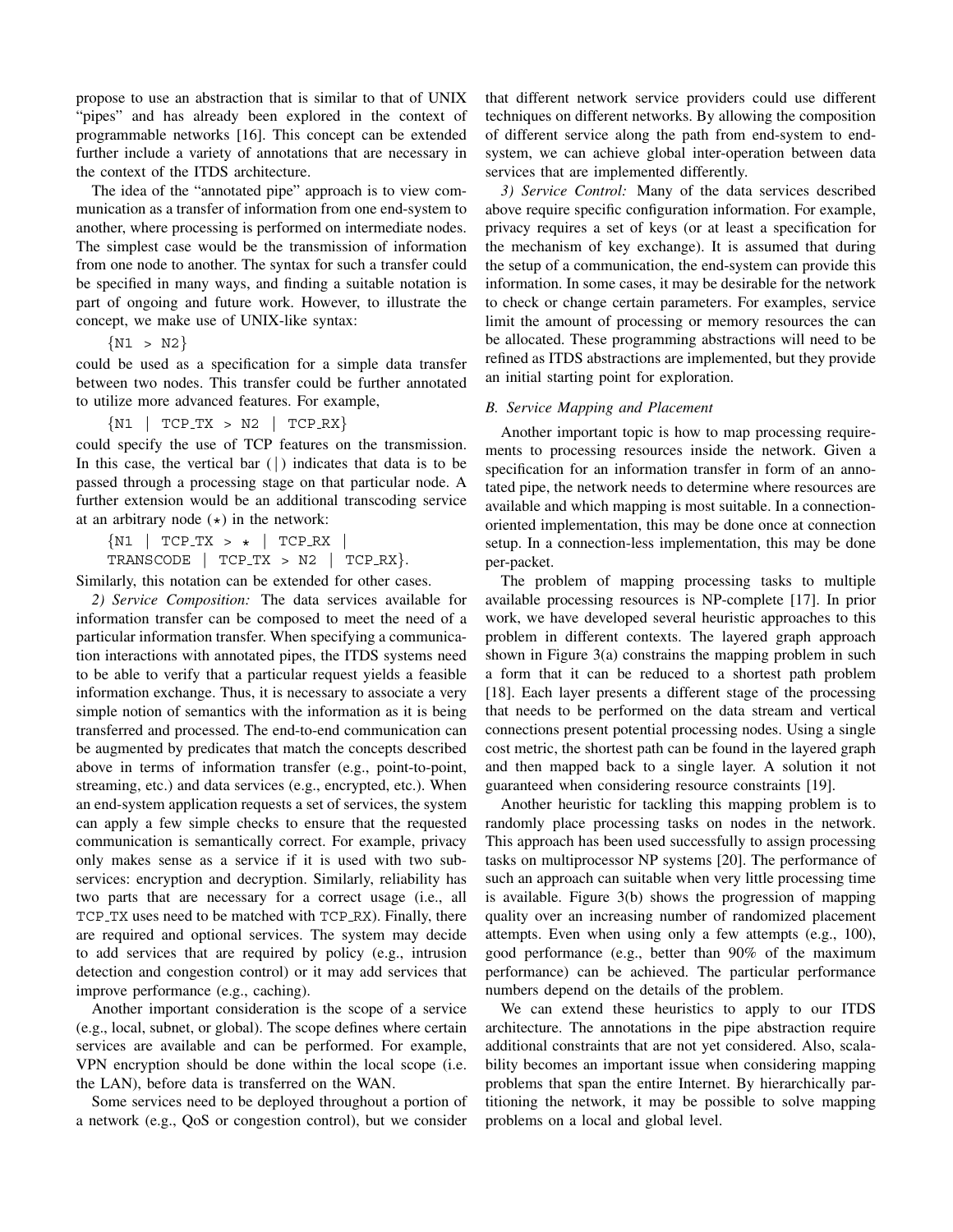propose to use an abstraction that is similar to that of UNIX "pipes" and has already been explored in the context of programmable networks [16]. This concept can be extended further include a variety of annotations that are necessary in the context of the ITDS architecture.

The idea of the "annotated pipe" approach is to view communication as a transfer of information from one end-system to another, where processing is performed on intermediate nodes. The simplest case would be the transmission of information from one node to another. The syntax for such a transfer could be specified in many ways, and finding a suitable notation is part of ongoing and future work. However, to illustrate the concept, we make use of UNIX-like syntax:

```
{N1 > N2}
```

could be used as a specification for a simple data transfer between two nodes. This transfer could be further annotated to utilize more advanced features. For example,

```
{N1 | TCP_TX > N2 | TCP_RX}
```

could specify the use of TCP features on the transmission. In this case, the vertical bar (|) indicates that data is to be passed through a processing stage on that particular node. A further extension would be an additional transcoding service at an arbitrary node ($\star$) in the network:

```
{N1 | TCP_TX > * | TCP_RX |
TRANSCODE | TCP_TX > N2 | TCP_RX}.
```

Similarly, this notation can be extended for other cases.

*2) Service Composition:* The data services available for information transfer can be composed to meet the need of a particular information transfer. When specifying a communication interactions with annotated pipes, the ITDS systems need to be able to verify that a particular request yields a feasible information exchange. Thus, it is necessary to associate a very simple notion of semantics with the information as it is being transferred and processed. The end-to-end communication can be augmented by predicates that match the concepts described above in terms of information transfer (e.g., point-to-point, streaming, etc.) and data services (e.g., encrypted, etc.). When an end-system application requests a set of services, the system can apply a few simple checks to ensure that the requested communication is semantically correct. For example, privacy only makes sense as a service if it is used with two sub-services: encryption and decryption. Similarly, reliability has two parts that are necessary for a correct usage (i.e., all TCP_TX uses need to be matched with TCP_RX). Finally, there are required and optional services. The system may decide to add services that are required by policy (e.g., intrusion detection and congestion control) or it may add services that improve performance (e.g., caching).

Another important consideration is the scope of a service (e.g., local, subnet, or global). The scope defines where certain services are available and can be performed. For example, VPN encryption should be done within the local scope (i.e. the LAN), before data is transferred on the WAN.

Some services need to be deployed throughout a portion of a network (e.g., QoS or congestion control), but we consider that different network service providers could use different techniques on different networks. By allowing the composition of different service along the path from end-system to end-system, we can achieve global inter-operation between data services that are implemented differently.

*3) Service Control:* Many of the data services described above require specific configuration information. For example, privacy requires a set of keys (or at least a specification for the mechanism of key exchange). It is assumed that during the setup of a communication, the end-system can provide this information. In some cases, it may be desirable for the network to check or change certain parameters. For examples, service limit the amount of processing or memory resources the can be allocated. These programming abstractions will need to be refined as ITDS abstractions are implemented, but they provide an initial starting point for exploration.

### B. Service Mapping and Placement

Another important topic is how to map processing requirements to processing resources inside the network. Given a specification for an information transfer in form of an annotated pipe, the network needs to determine where resources are available and which mapping is most suitable. In a connection-oriented implementation, this may be done once at connection setup. In a connection-less implementation, this may be done per-packet.

The problem of mapping processing tasks to multiple available processing resources is NP-complete [17]. In prior work, we have developed several heuristic approaches to this problem in different contexts. The layered graph approach shown in Figure 3(a) constrains the mapping problem in such a form that it can be reduced to a shortest path problem [18]. Each layer presents a different stage of the processing that needs to be performed on the data stream and vertical connections present potential processing nodes. Using a single cost metric, the shortest path can be found in the layered graph and then mapped back to a single layer. A solution it not guaranteed when considering resource constraints [19].

Another heuristic for tackling this mapping problem is to randomly place processing tasks on nodes in the network. This approach has been used successfully to assign processing tasks on multiprocessor NP systems [20]. The performance of such an approach can suitable when very little processing time is available. Figure 3(b) shows the progression of mapping quality over an increasing number of randomized placement attempts. Even when using only a few attempts (e.g., 100), good performance (e.g., better than 90% of the maximum performance) can be achieved. The particular performance numbers depend on the details of the problem.

We can extend these heuristics to apply to our ITDS architecture. The annotations in the pipe abstraction require additional constraints that are not yet considered. Also, scalability becomes an important issue when considering mapping problems that span the entire Internet. By hierarchically partitioning the network, it may be possible to solve mapping problems on a local and global level.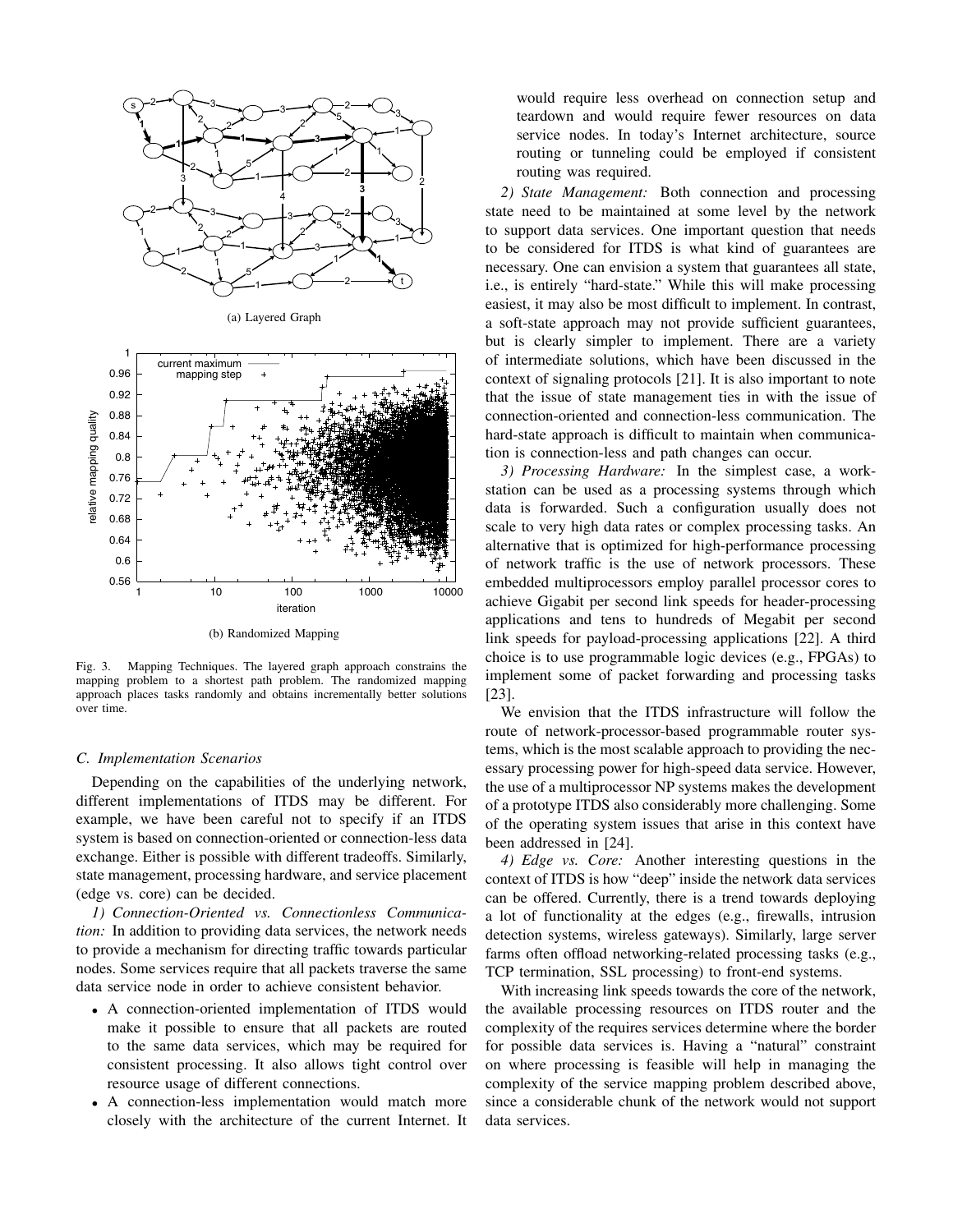(a) Layered Graph

(b) Randomized Mapping

Fig. 3. Mapping Techniques. The layered graph approach constrains the mapping problem to a shortest path problem. The randomized mapping approach places tasks randomly and obtains incrementally better solutions over time.

### C. Implementation Scenarios

Depending on the capabilities of the underlying network, different implementations of ITDS may be different. For example, we have been careful not to specify if an ITDS system is based on connection-oriented or connection-less data exchange. Either is possible with different tradeoffs. Similarly, state management, processing hardware, and service placement (edge vs. core) can be decided.

*1) Connection-Oriented vs. Connectionless Communication:* In addition to providing data services, the network needs to provide a mechanism for directing traffic towards particular nodes. Some services require that all packets traverse the same data service node in order to achieve consistent behavior.

- A connection-oriented implementation of ITDS would make it possible to ensure that all packets are routed to the same data services, which may be required for consistent processing. It also allows tight control over resource usage of different connections.
- A connection-less implementation would match more closely with the architecture of the current Internet. It would require less overhead on connection setup and teardown and would require fewer resources on data service nodes. In today's Internet architecture, source routing or tunneling could be employed if consistent routing was required.

*2) State Management:* Both connection and processing state need to be maintained at some level by the network to support data services. One important question that needs to be considered for ITDS is what kind of guarantees are necessary. One can envision a system that guarantees all state, i.e., is entirely "hard-state." While this will make processing easiest, it may also be most difficult to implement. In contrast, a soft-state approach may not provide sufficient guarantees, but is clearly simpler to implement. There are a variety of intermediate solutions, which have been discussed in the context of signaling protocols [21]. It is also important to note that the issue of state management ties in with the issue of connection-oriented and connection-less communication. The hard-state approach is difficult to maintain when communication is connection-less and path changes can occur.

*3) Processing Hardware:* In the simplest case, a workstation can be used as a processing systems through which data is forwarded. Such a configuration usually does not scale to very high data rates or complex processing tasks. An alternative that is optimized for high-performance processing of network traffic is the use of network processors. These embedded multiprocessors employ parallel processor cores to achieve Gigabit per second link speeds for header-processing applications and tens to hundreds of Megabit per second link speeds for payload-processing applications [22]. A third choice is to use programmable logic devices (e.g., FPGAs) to implement some of packet forwarding and processing tasks [23].

We envision that the ITDS infrastructure will follow the route of network-processor-based programmable router systems, which is the most scalable approach to providing the necessary processing power for high-speed data service. However, the use of a multiprocessor NP systems makes the development of a prototype ITDS also considerably more challenging. Some of the operating system issues that arise in this context have been addressed in [24].

*4) Edge vs. Core:* Another interesting questions in the context of ITDS is how "deep" inside the network data services can be offered. Currently, there is a trend towards deploying a lot of functionality at the edges (e.g., firewalls, intrusion detection systems, wireless gateways). Similarly, large server farms often offload networking-related processing tasks (e.g., TCP termination, SSL processing) to front-end systems.

With increasing link speeds towards the core of the network, the available processing resources on ITDS router and the complexity of the requires services determine where the border for possible data services is. Having a "natural" constraint on where processing is feasible will help in managing the complexity of the service mapping problem described above, since a considerable chunk of the network would not support data services.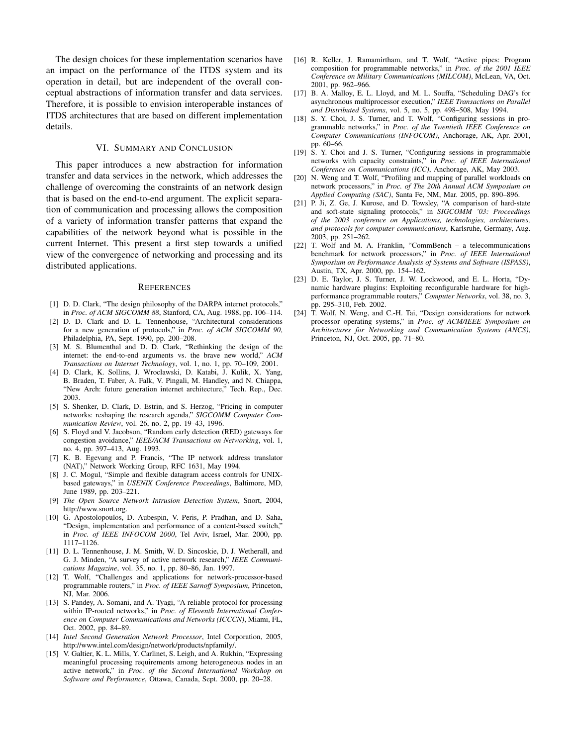The design choices for these implementation scenarios have an impact on the performance of the ITDS system and its operation in detail, but are independent of the overall conceptual abstractions of information transfer and data services. Therefore, it is possible to envision interoperable instances of ITDS architectures that are based on different implementation details.

## VI. Summary and Conclusion

This paper introduces a new abstraction for information transfer and data services in the network, which addresses the challenge of overcoming the constraints of an network design that is based on the end-to-end argument. The explicit separation of communication and processing allows the composition of a variety of information transfer patterns that expand the capabilities of the network beyond what is possible in the current Internet. This present a first step towards a unified view of the convergence of networking and processing and its distributed applications.

## References

[1] D. D. Clark, "The design philosophy of the DARPA internet protocols," in *Proc. of ACM SIGCOMM 88*, Stanford, CA, Aug. 1988, pp. 106–114.

[2] D. D. Clark and D. L. Tennenhouse, "Architectural considerations for a new generation of protocols," in *Proc. of ACM SIGCOMM 90*, Philadelphia, PA, Sept. 1990, pp. 200–208.

[3] M. S. Blumenthal and D. D. Clark, "Rethinking the design of the internet: the end-to-end arguments vs. the brave new world," *ACM Transactions on Internet Technology*, vol. 1, no. 1, pp. 70–109, 2001.

[4] D. Clark, K. Sollins, J. Wroclawski, D. Katabi, J. Kulik, X. Yang, B. Braden, T. Faber, A. Falk, V. Pingali, M. Handley, and N. Chiappa, "New Arch: future generation internet architecture," Tech. Rep., Dec. 2003.

[5] S. Shenker, D. Clark, D. Estrin, and S. Herzog, "Pricing in computer networks: reshaping the research agenda," *SIGCOMM Computer Communication Review*, vol. 26, no. 2, pp. 19–43, 1996.

[6] S. Floyd and V. Jacobson, "Random early detection (RED) gateways for congestion avoidance," *IEEE/ACM Transactions on Networking*, vol. 1, no. 4, pp. 397–413, Aug. 1993.

[7] K. B. Egevang and P. Francis, "The IP network address translator (NAT)," Network Working Group, RFC 1631, May 1994.

[8] J. C. Mogul, "Simple and flexible datagram access controls for UNIX-based gateways," in *USENIX Conference Proceedings*, Baltimore, MD, June 1989, pp. 203–221.

[9] *The Open Source Network Intrusion Detection System*, Snort, 2004, http://www.snort.org.

[10] G. Apostolopoulos, D. Aubespin, V. Peris, P. Pradhan, and D. Saha, "Design, implementation and performance of a content-based switch," in *Proc. of IEEE INFOCOM 2000*, Tel Aviv, Israel, Mar. 2000, pp. 1117–1126.

[11] D. L. Tennenhouse, J. M. Smith, W. D. Sincoskie, D. J. Wetherall, and G. J. Minden, "A survey of active network research," *IEEE Communications Magazine*, vol. 35, no. 1, pp. 80–86, Jan. 1997.

[12] T. Wolf, "Challenges and applications for network-processor-based programmable routers," in *Proc. of IEEE Sarnoff Symposium*, Princeton, NJ, Mar. 2006.

[13] S. Pandey, A. Somani, and A. Tyagi, "A reliable protocol for processing within IP-routed networks," in *Proc. of Eleventh International Conference on Computer Communications and Networks (ICCCN)*, Miami, FL, Oct. 2002, pp. 84–89.

[14] *Intel Second Generation Network Processor*, Intel Corporation, 2005, http://www.intel.com/design/network/products/npfamily/.

[15] V. Galtier, K. L. Mills, Y. Carlinet, S. Leigh, and A. Rukhin, "Expressing meaningful processing requirements among heterogeneous nodes in an active network," in *Proc. of the Second International Workshop on Software and Performance*, Ottawa, Canada, Sept. 2000, pp. 20–28.

[16] R. Keller, J. Ramamirtham, and T. Wolf, "Active pipes: Program composition for programmable networks," in *Proc. of the 2001 IEEE Conference on Military Communications (MILCOM)*, McLean, VA, Oct. 2001, pp. 962–966.

[17] B. A. Malloy, E. L. Lloyd, and M. L. Souffa, "Scheduling DAG's for asynchronous multiprocessor execution," *IEEE Transactions on Parallel and Distributed Systems*, vol. 5, no. 5, pp. 498–508, May 1994.

[18] S. Y. Choi, J. S. Turner, and T. Wolf, "Configuring sessions in programmable networks," in *Proc. of the Twentieth IEEE Conference on Computer Communications (INFOCOM)*, Anchorage, AK, Apr. 2001, pp. 60–66.

[19] S. Y. Choi and J. S. Turner, "Configuring sessions in programmable networks with capacity constraints," in *Proc. of IEEE International Conference on Communications (ICC)*, Anchorage, AK, May 2003.

[20] N. Weng and T. Wolf, "Profiling and mapping of parallel workloads on network processors," in *Proc. of The 20th Annual ACM Symposium on Applied Computing (SAC)*, Santa Fe, NM, Mar. 2005, pp. 890–896.

[21] P. Ji, Z. Ge, J. Kurose, and D. Towsley, "A comparison of hard-state and soft-state signaling protocols," in *SIGCOMM '03: Proceedings of the 2003 conference on Applications, technologies, architectures, and protocols for computer communications*, Karlsruhe, Germany, Aug. 2003, pp. 251–262.

[22] T. Wolf and M. A. Franklin, "CommBench – a telecommunications benchmark for network processors," in *Proc. of IEEE International Symposium on Performance Analysis of Systems and Software (ISPASS)*, Austin, TX, Apr. 2000, pp. 154–162.

[23] D. E. Taylor, J. S. Turner, J. W. Lockwood, and E. L. Horta, "Dynamic hardware plugins: Exploiting reconfigurable hardware for high-performance programmable routers," *Computer Networks*, vol. 38, no. 3, pp. 295–310, Feb. 2002.

[24] T. Wolf, N. Weng, and C.-H. Tai, "Design considerations for network processor operating systems," in *Proc. of ACM/IEEE Symposium on Architectures for Networking and Communication Systems (ANCS)*, Princeton, NJ, Oct. 2005, pp. 71–80.